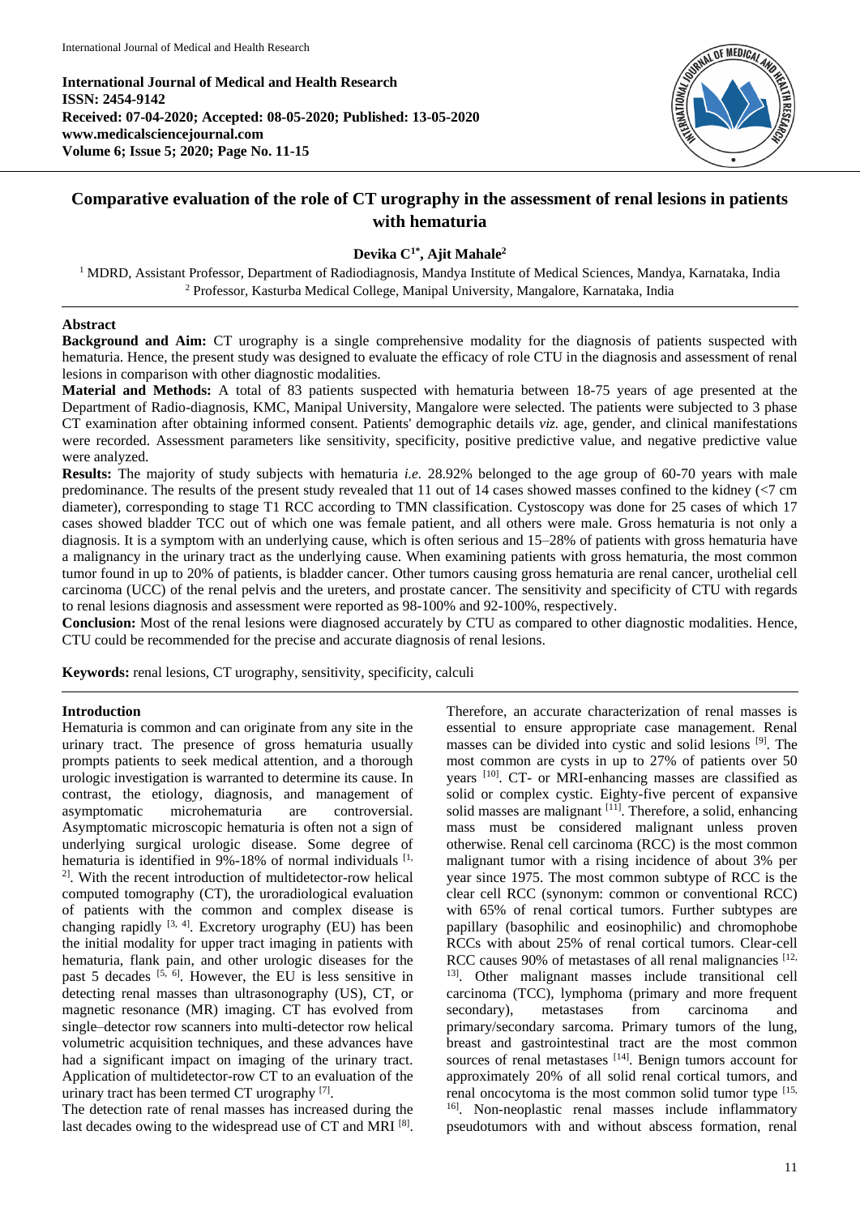**International Journal of Medical and Health Research**
**ISSN: 2454-9142**
**Received: 07-04-2020; Accepted: 08-05-2020; Published: 13-05-2020**
**www.medicalsciencejournal.com**
**Volume 6; Issue 5; 2020; Page No. 11-15**

# Comparative evaluation of the role of CT urography in the assessment of renal lesions in patients with hematuria

**Devika C[1*], Ajit Mahale[2]**

[1] MDRD, Assistant Professor, Department of Radiodiagnosis, Mandya Institute of Medical Sciences, Mandya, Karnataka, India
[2] Professor, Kasturba Medical College, Manipal University, Mangalore, Karnataka, India

## Abstract

**Background and Aim:** CT urography is a single comprehensive modality for the diagnosis of patients suspected with hematuria. Hence, the present study was designed to evaluate the efficacy of role CTU in the diagnosis and assessment of renal lesions in comparison with other diagnostic modalities.

**Material and Methods:** A total of 83 patients suspected with hematuria between 18-75 years of age presented at the Department of Radio-diagnosis, KMC, Manipal University, Mangalore were selected. The patients were subjected to 3 phase CT examination after obtaining informed consent. Patients' demographic details *viz.* age, gender, and clinical manifestations were recorded. Assessment parameters like sensitivity, specificity, positive predictive value, and negative predictive value were analyzed.

**Results:** The majority of study subjects with hematuria *i.e.* 28.92% belonged to the age group of 60-70 years with male predominance. The results of the present study revealed that 11 out of 14 cases showed masses confined to the kidney (<7 cm diameter), corresponding to stage T1 RCC according to TMN classification. Cystoscopy was done for 25 cases of which 17 cases showed bladder TCC out of which one was female patient, and all others were male. Gross hematuria is not only a diagnosis. It is a symptom with an underlying cause, which is often serious and 15–28% of patients with gross hematuria have a malignancy in the urinary tract as the underlying cause. When examining patients with gross hematuria, the most common tumor found in up to 20% of patients, is bladder cancer. Other tumors causing gross hematuria are renal cancer, urothelial cell carcinoma (UCC) of the renal pelvis and the ureters, and prostate cancer. The sensitivity and specificity of CTU with regards to renal lesions diagnosis and assessment were reported as 98-100% and 92-100%, respectively.

**Conclusion:** Most of the renal lesions were diagnosed accurately by CTU as compared to other diagnostic modalities. Hence, CTU could be recommended for the precise and accurate diagnosis of renal lesions.

**Keywords:** renal lesions, CT urography, sensitivity, specificity, calculi

## Introduction

Hematuria is common and can originate from any site in the urinary tract. The presence of gross hematuria usually prompts patients to seek medical attention, and a thorough urologic investigation is warranted to determine its cause. In contrast, the etiology, diagnosis, and management of asymptomatic microhematuria are controversial. Asymptomatic microscopic hematuria is often not a sign of underlying surgical urologic disease. Some degree of hematuria is identified in 9%-18% of normal individuals [1, 2]. With the recent introduction of multidetector-row helical computed tomography (CT), the uroradiological evaluation of patients with the common and complex disease is changing rapidly [3, 4]. Excretory urography (EU) has been the initial modality for upper tract imaging in patients with hematuria, flank pain, and other urologic diseases for the past 5 decades [5, 6]. However, the EU is less sensitive in detecting renal masses than ultrasonography (US), CT, or magnetic resonance (MR) imaging. CT has evolved from single–detector row scanners into multi-detector row helical volumetric acquisition techniques, and these advances have had a significant impact on imaging of the urinary tract. Application of multidetector-row CT to an evaluation of the urinary tract has been termed CT urography [7].

The detection rate of renal masses has increased during the last decades owing to the widespread use of CT and MRI [8]. Therefore, an accurate characterization of renal masses is essential to ensure appropriate case management. Renal masses can be divided into cystic and solid lesions [9]. The most common are cysts in up to 27% of patients over 50 years [10]. CT- or MRI-enhancing masses are classified as solid or complex cystic. Eighty-five percent of expansive solid masses are malignant [11]. Therefore, a solid, enhancing mass must be considered malignant unless proven otherwise. Renal cell carcinoma (RCC) is the most common malignant tumor with a rising incidence of about 3% per year since 1975. The most common subtype of RCC is the clear cell RCC (synonym: common or conventional RCC) with 65% of renal cortical tumors. Further subtypes are papillary (basophilic and eosinophilic) and chromophobe RCCs with about 25% of renal cortical tumors. Clear-cell RCC causes 90% of metastases of all renal malignancies [12, 13]. Other malignant masses include transitional cell carcinoma (TCC), lymphoma (primary and more frequent secondary), metastases from carcinoma and primary/secondary sarcoma. Primary tumors of the lung, breast and gastrointestinal tract are the most common sources of renal metastases [14]. Benign tumors account for approximately 20% of all solid renal cortical tumors, and renal oncocytoma is the most common solid tumor type [15, 16]. Non-neoplastic renal masses include inflammatory pseudotumors with and without abscess formation, renal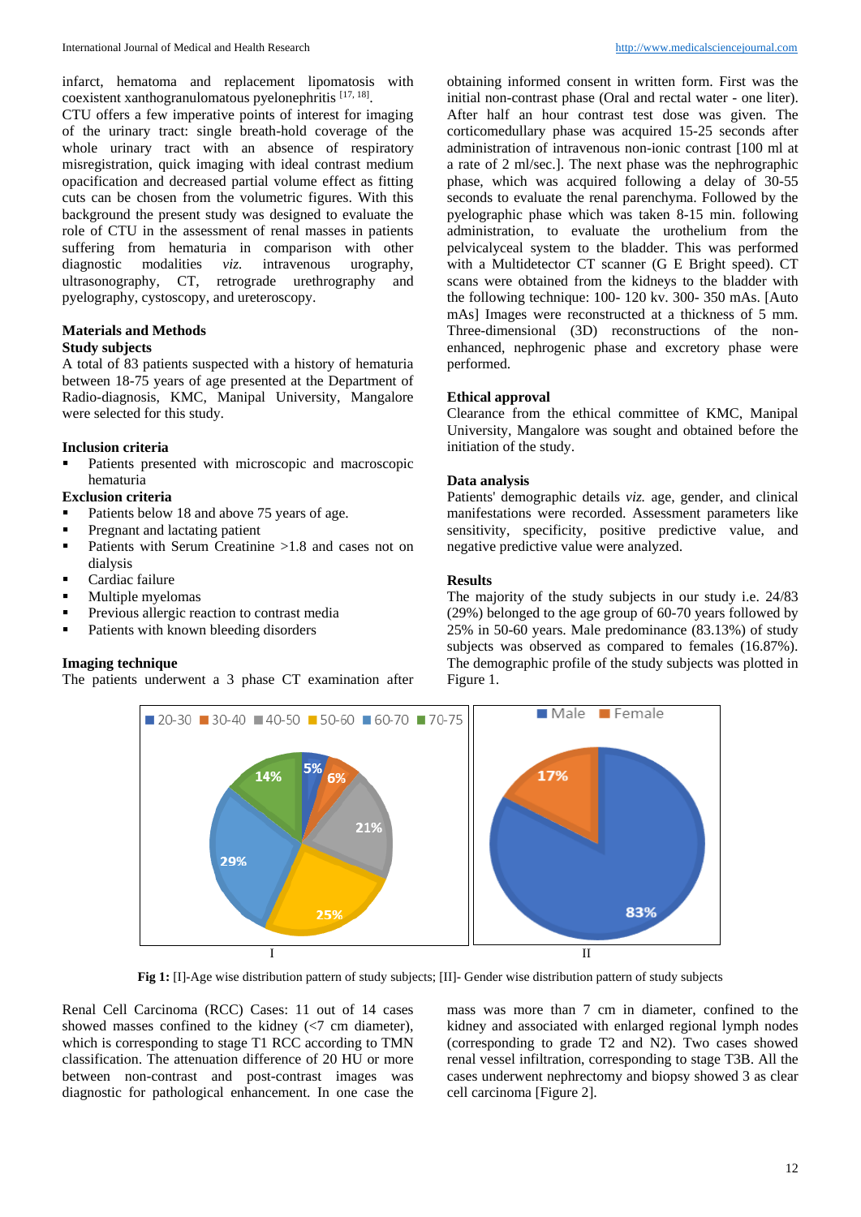infarct, hematoma and replacement lipomatosis with coexistent xanthogranulomatous pyelonephritis [17, 18].

CTU offers a few imperative points of interest for imaging of the urinary tract: single breath-hold coverage of the whole urinary tract with an absence of respiratory misregistration, quick imaging with ideal contrast medium opacification and decreased partial volume effect as fitting cuts can be chosen from the volumetric figures. With this background the present study was designed to evaluate the role of CTU in the assessment of renal masses in patients suffering from hematuria in comparison with other diagnostic modalities *viz.* intravenous urography, ultrasonography, CT, retrograde urethrography and pyelography, cystoscopy, and ureteroscopy.

## Materials and Methods

### Study subjects

A total of 83 patients suspected with a history of hematuria between 18-75 years of age presented at the Department of Radio-diagnosis, KMC, Manipal University, Mangalore were selected for this study.

### Inclusion criteria

- Patients presented with microscopic and macroscopic hematuria

### Exclusion criteria

- Patients below 18 and above 75 years of age.
- Pregnant and lactating patient
- Patients with Serum Creatinine >1.8 and cases not on dialysis
- Cardiac failure
- Multiple myelomas
- Previous allergic reaction to contrast media
- Patients with known bleeding disorders

### Imaging technique

The patients underwent a 3 phase CT examination after obtaining informed consent in written form. First was the initial non-contrast phase (Oral and rectal water - one liter). After half an hour contrast test dose was given. The corticomedullary phase was acquired 15-25 seconds after administration of intravenous non-ionic contrast [100 ml at a rate of 2 ml/sec.]. The next phase was the nephrographic phase, which was acquired following a delay of 30-55 seconds to evaluate the renal parenchyma. Followed by the pyelographic phase which was taken 8-15 min. following administration, to evaluate the urothelium from the pelvicalyceal system to the bladder. This was performed with a Multidetector CT scanner (G E Bright speed). CT scans were obtained from the kidneys to the bladder with the following technique: 100- 120 kv. 300- 350 mAs. [Auto mAs] Images were reconstructed at a thickness of 5 mm. Three-dimensional (3D) reconstructions of the non-enhanced, nephrogenic phase and excretory phase were performed.

### Ethical approval

Clearance from the ethical committee of KMC, Manipal University, Mangalore was sought and obtained before the initiation of the study.

### Data analysis

Patients' demographic details *viz.* age, gender, and clinical manifestations were recorded. Assessment parameters like sensitivity, specificity, positive predictive value, and negative predictive value were analyzed.

### Results

The majority of the study subjects in our study i.e. 24/83 (29%) belonged to the age group of 60-70 years followed by 25% in 50-60 years. Male predominance (83.13%) of study subjects was observed as compared to females (16.87%). The demographic profile of the study subjects was plotted in Figure 1.

**Fig 1:** [I]-Age wise distribution pattern of study subjects; [II]- Gender wise distribution pattern of study subjects

Renal Cell Carcinoma (RCC) Cases: 11 out of 14 cases showed masses confined to the kidney (<7 cm diameter), which is corresponding to stage T1 RCC according to TMN classification. The attenuation difference of 20 HU or more between non-contrast and post-contrast images was diagnostic for pathological enhancement. In one case the mass was more than 7 cm in diameter, confined to the kidney and associated with enlarged regional lymph nodes (corresponding to grade T2 and N2). Two cases showed renal vessel infiltration, corresponding to stage T3B. All the cases underwent nephrectomy and biopsy showed 3 as clear cell carcinoma [Figure 2].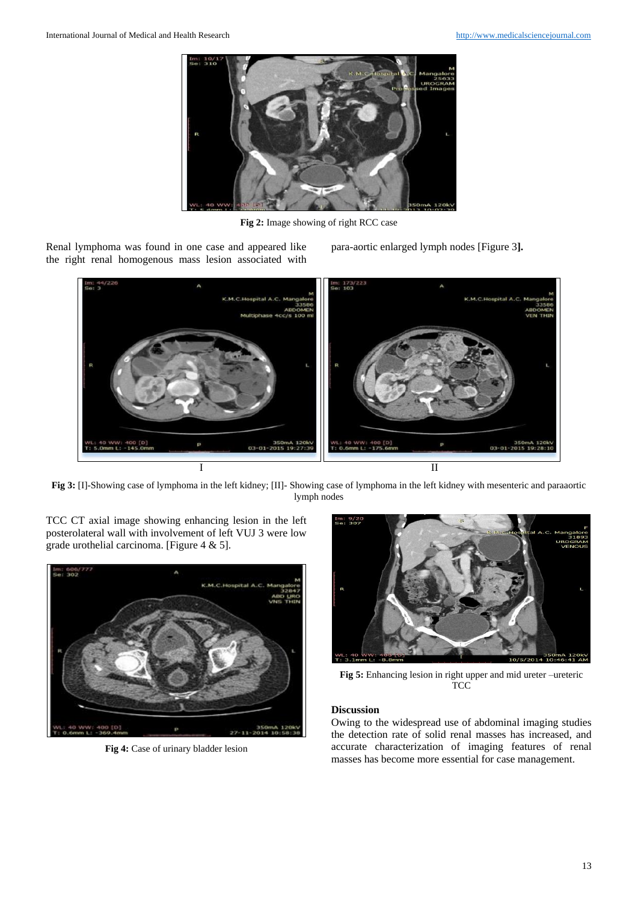Fig 2: Image showing of right RCC case

Renal lymphoma was found in one case and appeared like the right renal homogenous mass lesion associated with para-aortic enlarged lymph nodes [Figure 3**].**

I

II

**Fig 3:** [I]-Showing case of lymphoma in the left kidney; [II]- Showing case of lymphoma in the left kidney with mesenteric and paraaortic lymph nodes

TCC CT axial image showing enhancing lesion in the left posterolateral wall with involvement of left VUJ 3 were low grade urothelial carcinoma. [Figure 4 & 5].

**Fig 4:** Case of urinary bladder lesion

**Fig 5:** Enhancing lesion in right upper and mid ureter –ureteric TCC

## Discussion

Owing to the widespread use of abdominal imaging studies the detection rate of solid renal masses has increased, and accurate characterization of imaging features of renal masses has become more essential for case management.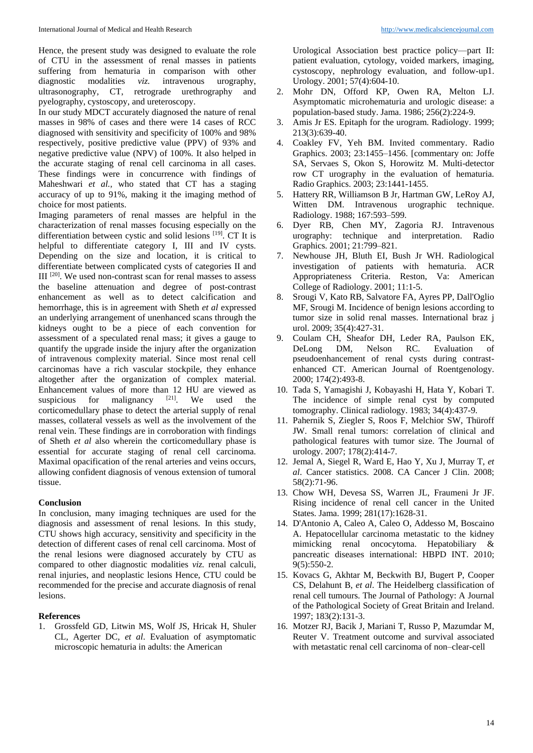Hence, the present study was designed to evaluate the role of CTU in the assessment of renal masses in patients suffering from hematuria in comparison with other diagnostic modalities *viz.* intravenous urography, ultrasonography, CT, retrograde urethrography and pyelography, cystoscopy, and ureteroscopy.

In our study MDCT accurately diagnosed the nature of renal masses in 98% of cases and there were 14 cases of RCC diagnosed with sensitivity and specificity of 100% and 98% respectively, positive predictive value (PPV) of 93% and negative predictive value (NPV) of 100%. It also helped in the accurate staging of renal cell carcinoma in all cases. These findings were in concurrence with findings of Maheshwari *et al.,* who stated that CT has a staging accuracy of up to 91%, making it the imaging method of choice for most patients.

Imaging parameters of renal masses are helpful in the characterization of renal masses focusing especially on the differentiation between cystic and solid lesions [19]. CT It is helpful to differentiate category I, III and IV cysts. Depending on the size and location, it is critical to differentiate between complicated cysts of categories II and III [20]. We used non-contrast scan for renal masses to assess the baseline attenuation and degree of post-contrast enhancement as well as to detect calcification and hemorrhage, this is in agreement with Sheth *et al* expressed an underlying arrangement of unenhanced scans through the kidneys ought to be a piece of each convention for assessment of a speculated renal mass; it gives a gauge to quantify the upgrade inside the injury after the organization of intravenous complexity material. Since most renal cell carcinomas have a rich vascular stockpile, they enhance altogether after the organization of complex material. Enhancement values of more than 12 HU are viewed as suspicious for malignancy [21]. We used the corticomedullary phase to detect the arterial supply of renal masses, collateral vessels as well as the involvement of the renal vein. These findings are in corroboration with findings of Sheth *et al* also wherein the corticomedullary phase is essential for accurate staging of renal cell carcinoma. Maximal opacification of the renal arteries and veins occurs, allowing confident diagnosis of venous extension of tumoral tissue.

## Conclusion

In conclusion, many imaging techniques are used for the diagnosis and assessment of renal lesions. In this study, CTU shows high accuracy, sensitivity and specificity in the detection of different cases of renal cell carcinoma. Most of the renal lesions were diagnosed accurately by CTU as compared to other diagnostic modalities *viz.* renal calculi, renal injuries, and neoplastic lesions Hence, CTU could be recommended for the precise and accurate diagnosis of renal lesions.

## References

1. Grossfeld GD, Litwin MS, Wolf JS, Hricak H, Shuler CL, Agerter DC, *et al*. Evaluation of asymptomatic microscopic hematuria in adults: the American Urological Association best practice policy—part II: patient evaluation, cytology, voided markers, imaging, cystoscopy, nephrology evaluation, and follow-up1. Urology. 2001; 57(4):604-10.
2. Mohr DN, Offord KP, Owen RA, Melton LJ. Asymptomatic microhematuria and urologic disease: a population-based study. Jama. 1986; 256(2):224-9.
3. Amis Jr ES. Epitaph for the urogram. Radiology. 1999; 213(3):639-40.
4. Coakley FV, Yeh BM. Invited commentary. Radio Graphics. 2003; 23:1455–1456. [commentary on: Joffe SA, Servaes S, Okon S, Horowitz M. Multi-detector row CT urography in the evaluation of hematuria. Radio Graphics. 2003; 23:1441-1455.
5. Hattery RR, Williamson B Jr, Hartman GW, LeRoy AJ, Witten DM. Intravenous urographic technique. Radiology. 1988; 167:593–599.
6. Dyer RB, Chen MY, Zagoria RJ. Intravenous urography: technique and interpretation. Radio Graphics. 2001; 21:799–821.
7. Newhouse JH, Bluth EI, Bush Jr WH. Radiological investigation of patients with hematuria. ACR Appropriateness Criteria. Reston, Va: American College of Radiology. 2001; 11:1-5.
8. Srougi V, Kato RB, Salvatore FA, Ayres PP, Dall'Oglio MF, Srougi M. Incidence of benign lesions according to tumor size in solid renal masses. International braz j urol. 2009; 35(4):427-31.
9. Coulam CH, Sheafor DH, Leder RA, Paulson EK, DeLong DM, Nelson RC. Evaluation of pseudoenhancement of renal cysts during contrast-enhanced CT. American Journal of Roentgenology. 2000; 174(2):493-8.
10. Tada S, Yamagishi J, Kobayashi H, Hata Y, Kobari T. The incidence of simple renal cyst by computed tomography. Clinical radiology. 1983; 34(4):437-9.
11. Pahernik S, Ziegler S, Roos F, Melchior SW, Thüroff JW. Small renal tumors: correlation of clinical and pathological features with tumor size. The Journal of urology. 2007; 178(2):414-7.
12. Jemal A, Siegel R, Ward E, Hao Y, Xu J, Murray T, *et al*. Cancer statistics. 2008. CA Cancer J Clin. 2008; 58(2):71-96.
13. Chow WH, Devesa SS, Warren JL, Fraumeni Jr JF. Rising incidence of renal cell cancer in the United States. Jama. 1999; 281(17):1628-31.
14. D'Antonio A, Caleo A, Caleo O, Addesso M, Boscaino A. Hepatocellular carcinoma metastatic to the kidney mimicking renal oncocytoma. Hepatobiliary & pancreatic diseases international: HBPD INT. 2010; 9(5):550-2.
15. Kovacs G, Akhtar M, Beckwith BJ, Bugert P, Cooper CS, Delahunt B, *et al*. The Heidelberg classification of renal cell tumours. The Journal of Pathology: A Journal of the Pathological Society of Great Britain and Ireland. 1997; 183(2):131-3.
16. Motzer RJ, Bacik J, Mariani T, Russo P, Mazumdar M, Reuter V. Treatment outcome and survival associated with metastatic renal cell carcinoma of non–clear-cell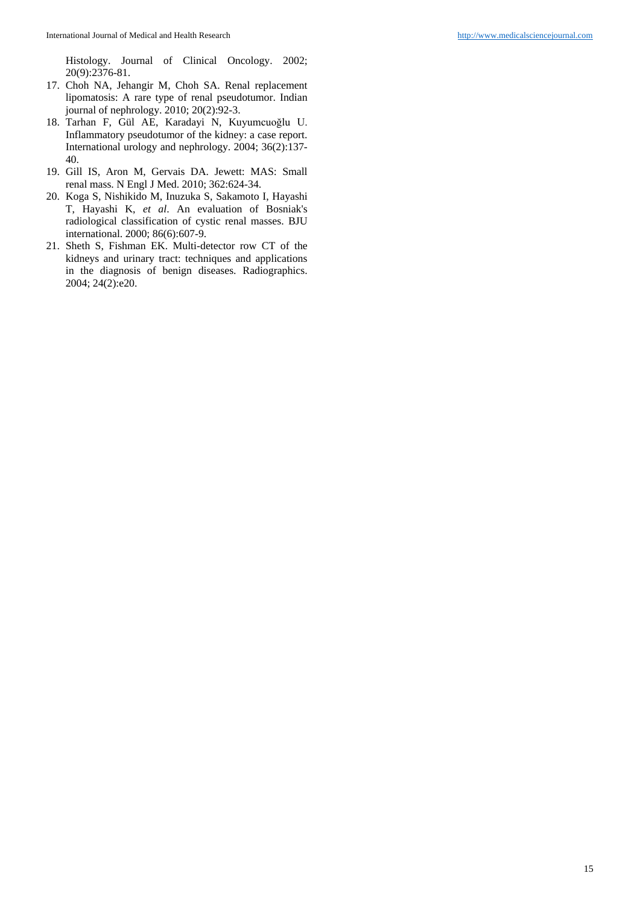Histology. Journal of Clinical Oncology. 2002; 20(9):2376-81.

17. Choh NA, Jehangir M, Choh SA. Renal replacement lipomatosis: A rare type of renal pseudotumor. Indian journal of nephrology. 2010; 20(2):92-3.
18. Tarhan F, Gül AE, Karadayi N, Kuyumcuoğlu U. Inflammatory pseudotumor of the kidney: a case report. International urology and nephrology. 2004; 36(2):137-40.
19. Gill IS, Aron M, Gervais DA. Jewett: MAS: Small renal mass. N Engl J Med. 2010; 362:624-34.
20. Koga S, Nishikido M, Inuzuka S, Sakamoto I, Hayashi T, Hayashi K, *et al*. An evaluation of Bosniak's radiological classification of cystic renal masses. BJU international. 2000; 86(6):607-9.
21. Sheth S, Fishman EK. Multi-detector row CT of the kidneys and urinary tract: techniques and applications in the diagnosis of benign diseases. Radiographics. 2004; 24(2):e20.